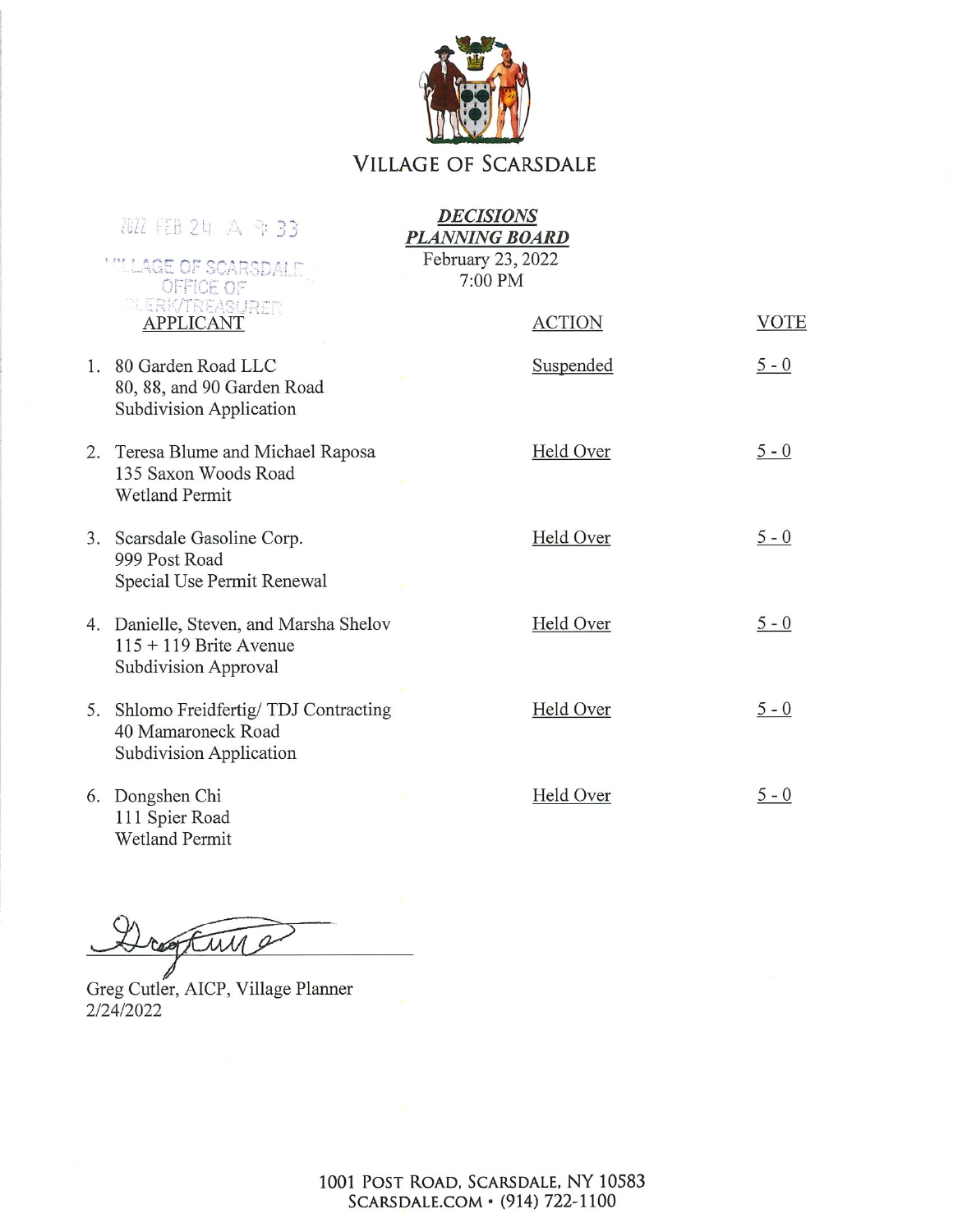# VILLAGE OF SCARSDALE

2022 FEB 24 A 9:33

VILLAGE OF SCARSDALE
OFFICE OF
CLERK/TREASURER

***DECISIONS***
***PLANNING BOARD***
February 23, 2022
7:00 PM

| APPLICANT | ACTION | VOTE |
|---|---|---|
| 1. 80 Garden Road LLC<br>80, 88, and 90 Garden Road<br>Subdivision Application | Suspended | 5 - 0 |
| 2. Teresa Blume and Michael Raposa<br>135 Saxon Woods Road<br>Wetland Permit | Held Over | 5 - 0 |
| 3. Scarsdale Gasoline Corp.<br>999 Post Road<br>Special Use Permit Renewal | Held Over | 5 - 0 |
| 4. Danielle, Steven, and Marsha Shelov<br>115 + 119 Brite Avenue<br>Subdivision Approval | Held Over | 5 - 0 |
| 5. Shlomo Freidfertig/ TDJ Contracting<br>40 Mamaroneck Road<br>Subdivision Application | Held Over | 5 - 0 |
| 6. Dongshen Chi<br>111 Spier Road<br>Wetland Permit | Held Over | 5 - 0 |

Greg Cutler, AICP, Village Planner
2/24/2022

1001 POST ROAD, SCARSDALE, NY 10583
SCARSDALE.COM • (914) 722-1100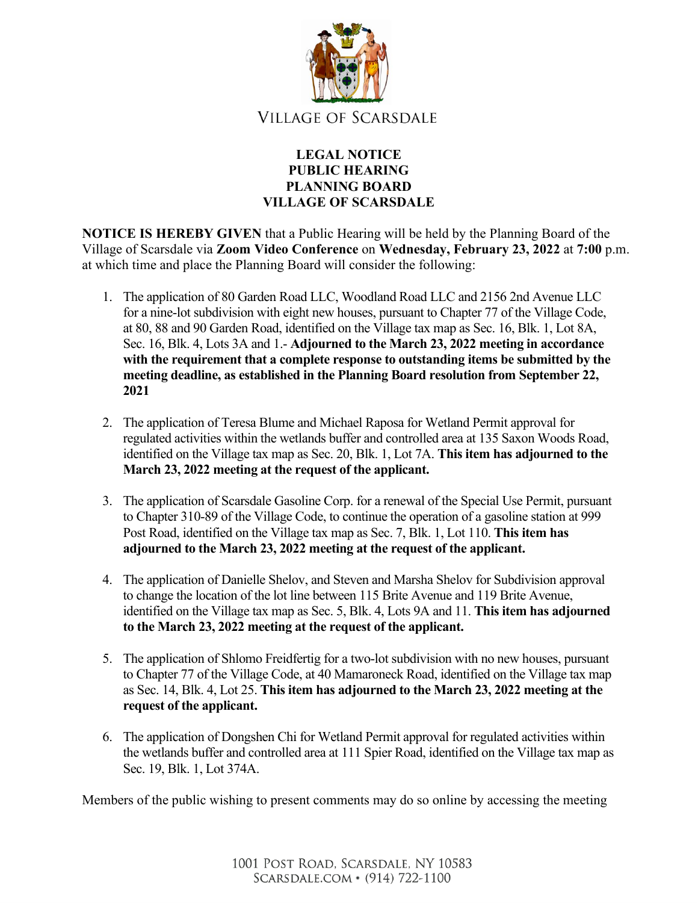VILLAGE OF SCARSDALE

**LEGAL NOTICE**
**PUBLIC HEARING**
**PLANNING BOARD**
**VILLAGE OF SCARSDALE**

**NOTICE IS HEREBY GIVEN** that a Public Hearing will be held by the Planning Board of the Village of Scarsdale via **Zoom Video Conference** on **Wednesday, February 23, 2022** at **7:00** p.m. at which time and place the Planning Board will consider the following:

1. The application of 80 Garden Road LLC, Woodland Road LLC and 2156 2nd Avenue LLC for a nine-lot subdivision with eight new houses, pursuant to Chapter 77 of the Village Code, at 80, 88 and 90 Garden Road, identified on the Village tax map as Sec. 16, Blk. 1, Lot 8A, Sec. 16, Blk. 4, Lots 3A and 1.- **Adjourned to the March 23, 2022 meeting in accordance with the requirement that a complete response to outstanding items be submitted by the meeting deadline, as established in the Planning Board resolution from September 22, 2021**

2. The application of Teresa Blume and Michael Raposa for Wetland Permit approval for regulated activities within the wetlands buffer and controlled area at 135 Saxon Woods Road, identified on the Village tax map as Sec. 20, Blk. 1, Lot 7A. **This item has adjourned to the March 23, 2022 meeting at the request of the applicant.**

3. The application of Scarsdale Gasoline Corp. for a renewal of the Special Use Permit, pursuant to Chapter 310-89 of the Village Code, to continue the operation of a gasoline station at 999 Post Road, identified on the Village tax map as Sec. 7, Blk. 1, Lot 110. **This item has adjourned to the March 23, 2022 meeting at the request of the applicant.**

4. The application of Danielle Shelov, and Steven and Marsha Shelov for Subdivision approval to change the location of the lot line between 115 Brite Avenue and 119 Brite Avenue, identified on the Village tax map as Sec. 5, Blk. 4, Lots 9A and 11. **This item has adjourned to the March 23, 2022 meeting at the request of the applicant.**

5. The application of Shlomo Freidfertig for a two-lot subdivision with no new houses, pursuant to Chapter 77 of the Village Code, at 40 Mamaroneck Road, identified on the Village tax map as Sec. 14, Blk. 4, Lot 25. **This item has adjourned to the March 23, 2022 meeting at the request of the applicant.**

6. The application of Dongshen Chi for Wetland Permit approval for regulated activities within the wetlands buffer and controlled area at 111 Spier Road, identified on the Village tax map as Sec. 19, Blk. 1, Lot 374A.

Members of the public wishing to present comments may do so online by accessing the meeting

1001 Post Road, Scarsdale, NY 10583
Scarsdale.com • (914) 722-1100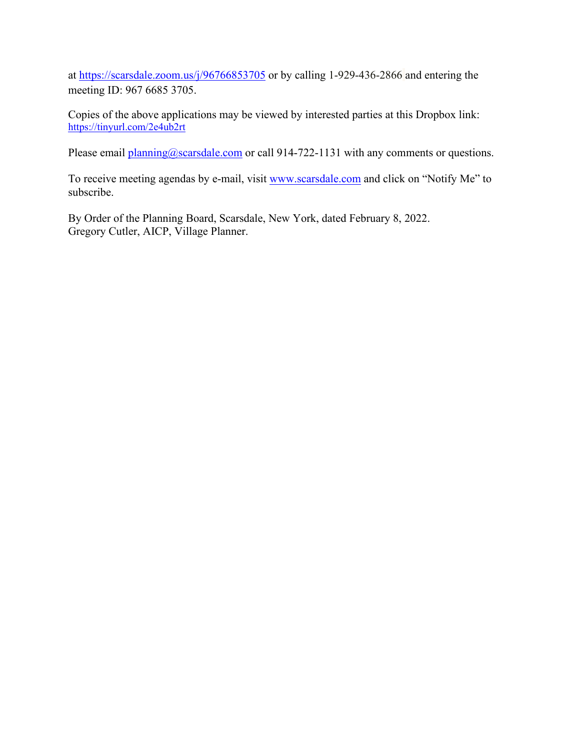at https://scarsdale.zoom.us/j/96766853705 or by calling 1-929-436-2866 and entering the meeting ID: 967 6685 3705.

Copies of the above applications may be viewed by interested parties at this Dropbox link: https://tinyurl.com/2e4ub2rt

Please email planning@scarsdale.com or call 914-722-1131 with any comments or questions.

To receive meeting agendas by e-mail, visit www.scarsdale.com and click on “Notify Me” to subscribe.

By Order of the Planning Board, Scarsdale, New York, dated February 8, 2022.
Gregory Cutler, AICP, Village Planner.